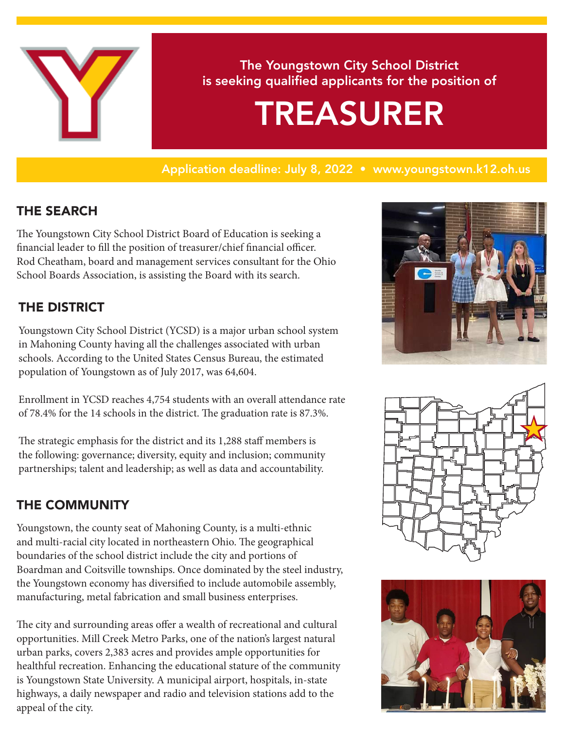The Youngstown City School District is seeking qualified applicants for the position of

# TREASURER

Application deadline: July 8, 2022 • www.youngstown.k12.oh.us

## THE SEARCH

The Youngstown City School District Board of Education is seeking a financial leader to fill the position of treasurer/chief financial officer. Rod Cheatham, board and management services consultant for the Ohio School Boards Association, is assisting the Board with its search.

## THE DISTRICT

Youngstown City School District (YCSD) is a major urban school system in Mahoning County having all the challenges associated with urban schools. According to the United States Census Bureau, the estimated population of Youngstown as of July 2017, was 64,604.

Enrollment in YCSD reaches 4,754 students with an overall attendance rate of 78.4% for the 14 schools in the district. The graduation rate is 87.3%.

The strategic emphasis for the district and its 1,288 staff members is the following: governance; diversity, equity and inclusion; community partnerships; talent and leadership; as well as data and accountability.

## THE COMMUNITY

Youngstown, the county seat of Mahoning County, is a multi-ethnic and multi-racial city located in northeastern Ohio. The geographical boundaries of the school district include the city and portions of Boardman and Coitsville townships. Once dominated by the steel industry, the Youngstown economy has diversified to include automobile assembly, manufacturing, metal fabrication and small business enterprises.

The city and surrounding areas offer a wealth of recreational and cultural opportunities. Mill Creek Metro Parks, one of the nation's largest natural urban parks, covers 2,383 acres and provides ample opportunities for healthful recreation. Enhancing the educational stature of the community is Youngstown State University. A municipal airport, hospitals, in-state highways, a daily newspaper and radio and television stations add to the appeal of the city.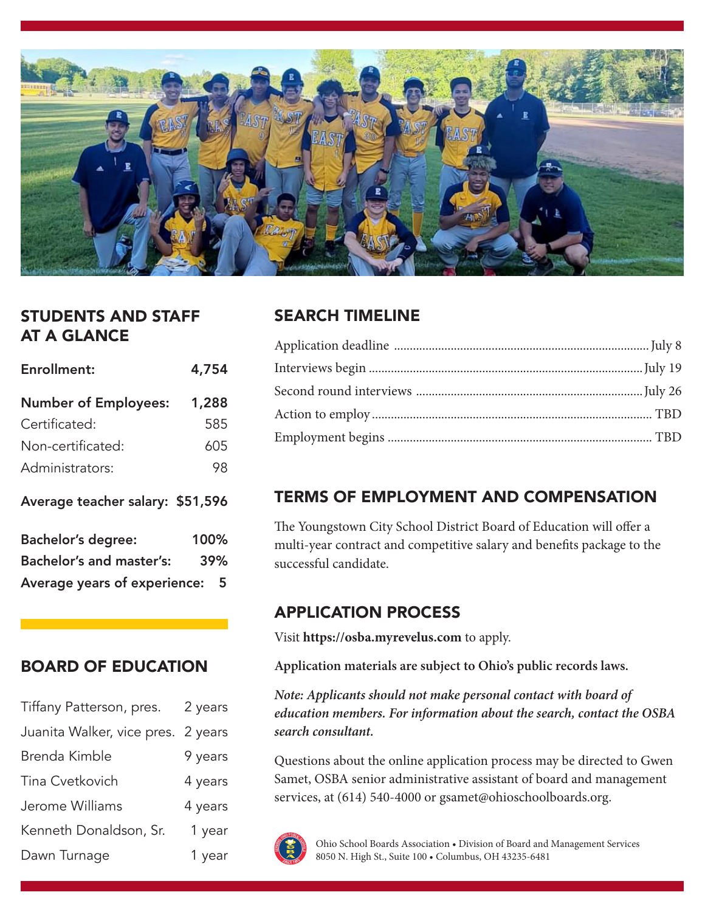## STUDENTS AND STAFF AT A GLANCE

| | |
|---|---|
| **Enrollment:** | **4,754** |
| **Number of Employees:** | **1,288** |
| Certificated: | 585 |
| Non-certificated: | 605 |
| Administrators: | 98 |
| **Average teacher salary:** | **$51,596** |
| **Bachelor's degree:** | **100%** |
| **Bachelor's and master's:** | **39%** |
| **Average years of experience:** | **5** |

## BOARD OF EDUCATION

| | |
|---|---|
| Tiffany Patterson, pres. | 2 years |
| Juanita Walker, vice pres. | 2 years |
| Brenda Kimble | 9 years |
| Tina Cvetkovich | 4 years |
| Jerome Williams | 4 years |
| Kenneth Donaldson, Sr. | 1 year |
| Dawn Turnage | 1 year |

## SEARCH TIMELINE

| | |
|---|---|
| Application deadline | July 8 |
| Interviews begin | July 19 |
| Second round interviews | July 26 |
| Action to employ | TBD |
| Employment begins | TBD |

## TERMS OF EMPLOYMENT AND COMPENSATION

The Youngstown City School District Board of Education will offer a multi-year contract and competitive salary and benefits package to the successful candidate.

## APPLICATION PROCESS

Visit **https://osba.myrevelus.com** to apply.

**Application materials are subject to Ohio's public records laws.**

***Note: Applicants should not make personal contact with board of education members. For information about the search, contact the OSBA search consultant.***

Questions about the online application process may be directed to Gwen Samet, OSBA senior administrative assistant of board and management services, at (614) 540-4000 or gsamet@ohioschoolboards.org.

Ohio School Boards Association • Division of Board and Management Services
8050 N. High St., Suite 100 • Columbus, OH 43235-6481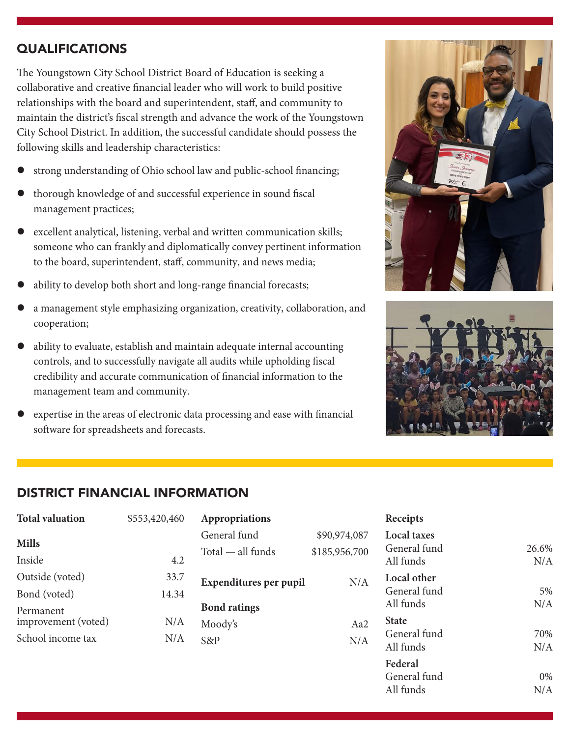## QUALIFICATIONS

The Youngstown City School District Board of Education is seeking a collaborative and creative financial leader who will work to build positive relationships with the board and superintendent, staff, and community to maintain the district's fiscal strength and advance the work of the Youngstown City School District. In addition, the successful candidate should possess the following skills and leadership characteristics:

- strong understanding of Ohio school law and public-school financing;
- thorough knowledge of and successful experience in sound fiscal management practices;
- excellent analytical, listening, verbal and written communication skills; someone who can frankly and diplomatically convey pertinent information to the board, superintendent, staff, community, and news media;
- ability to develop both short and long-range financial forecasts;
- a management style emphasizing organization, creativity, collaboration, and cooperation;
- ability to evaluate, establish and maintain adequate internal accounting controls, and to successfully navigate all audits while upholding fiscal credibility and accurate communication of financial information to the management team and community.
- expertise in the areas of electronic data processing and ease with financial software for spreadsheets and forecasts.

## DISTRICT FINANCIAL INFORMATION

| | |
|---|---|
| **Total valuation** | $553,420,460 |
| **Mills** | |
| Inside | 4.2 |
| Outside (voted) | 33.7 |
| Bond (voted) | 14.34 |
| Permanent improvement (voted) | N/A |
| School income tax | N/A |

| | |
|---|---|
| **Appropriations** | |
| General fund | $90,974,087 |
| Total — all funds | $185,956,700 |
| **Expenditures per pupil** | N/A |
| **Bond ratings** | |
| Moody's | Aa2 |
| S&P | N/A |

| | |
|---|---|
| **Receipts** | |
| **Local taxes** | |
| General fund | 26.6% |
| All funds | N/A |
| **Local other** | |
| General fund | 5% |
| All funds | N/A |
| **State** | |
| General fund | 70% |
| All funds | N/A |
| **Federal** | |
| General fund | 0% |
| All funds | N/A |